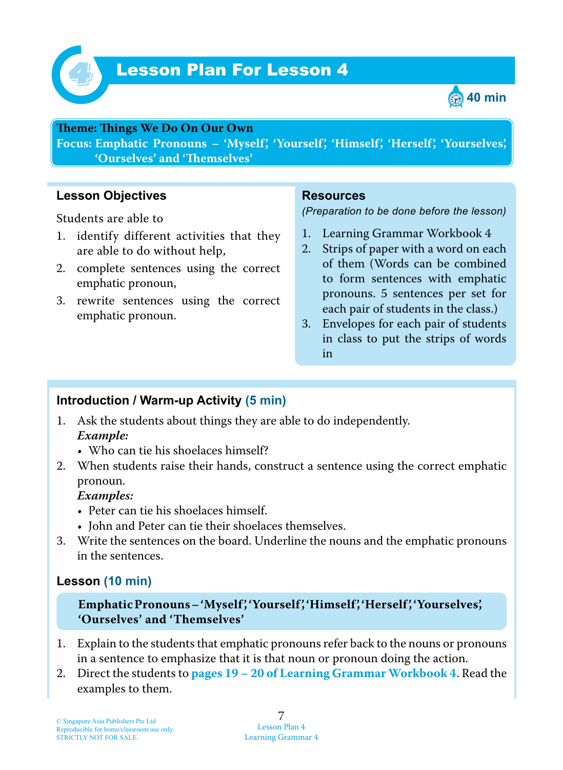# Lesson Plan For Lesson 4

40 min

**Theme: Things We Do On Our Own**
**Focus: Emphatic Pronouns – 'Myself', 'Yourself', 'Himself', 'Herself', 'Yourselves', 'Ourselves' and 'Themselves'**

## Lesson Objectives

Students are able to

1. identify different activities that they are able to do without help,
2. complete sentences using the correct emphatic pronoun,
3. rewrite sentences using the correct emphatic pronoun.

## Resources

*(Preparation to be done before the lesson)*

1. Learning Grammar Workbook 4
2. Strips of paper with a word on each of them (Words can be combined to form sentences with emphatic pronouns. 5 sentences per set for each pair of students in the class.)
3. Envelopes for each pair of students in class to put the strips of words in

## Introduction / Warm-up Activity (5 min)

1. Ask the students about things they are able to do independently.
   ***Example:***
   - Who can tie his shoelaces himself?
2. When students raise their hands, construct a sentence using the correct emphatic pronoun.
   ***Examples:***
   - Peter can tie his shoelaces himself.
   - John and Peter can tie their shoelaces themselves.
3. Write the sentences on the board. Underline the nouns and the emphatic pronouns in the sentences.

## Lesson (10 min)

**Emphatic Pronouns – 'Myself', 'Yourself', 'Himself', 'Herself', 'Yourselves', 'Ourselves' and 'Themselves'**

1. Explain to the students that emphatic pronouns refer back to the nouns or pronouns in a sentence to emphasize that it is that noun or pronoun doing the action.
2. Direct the students to **pages 19 – 20 of Learning Grammar Workbook 4**. Read the examples to them.

© Singapore Asia Publishers Pte Ltd
Reproducible for home/classroom use only.
STRICTLY NOT FOR SALE.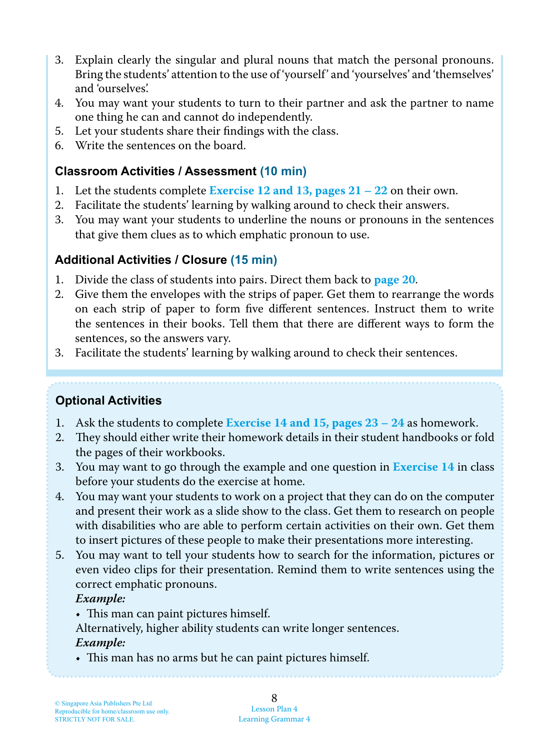3. Explain clearly the singular and plural nouns that match the personal pronouns. Bring the students' attention to the use of 'yourself' and 'yourselves' and 'themselves' and 'ourselves'.
4. You may want your students to turn to their partner and ask the partner to name one thing he can and cannot do independently.
5. Let your students share their findings with the class.
6. Write the sentences on the board.

### Classroom Activities / Assessment (10 min)

1. Let the students complete **Exercise 12 and 13, pages 21 – 22** on their own.
2. Facilitate the students' learning by walking around to check their answers.
3. You may want your students to underline the nouns or pronouns in the sentences that give them clues as to which emphatic pronoun to use.

### Additional Activities / Closure (15 min)

1. Divide the class of students into pairs. Direct them back to **page 20**.
2. Give them the envelopes with the strips of paper. Get them to rearrange the words on each strip of paper to form five different sentences. Instruct them to write the sentences in their books. Tell them that there are different ways to form the sentences, so the answers vary.
3. Facilitate the students' learning by walking around to check their sentences.

### Optional Activities

1. Ask the students to complete **Exercise 14 and 15, pages 23 – 24** as homework.
2. They should either write their homework details in their student handbooks or fold the pages of their workbooks.
3. You may want to go through the example and one question in **Exercise 14** in class before your students do the exercise at home.
4. You may want your students to work on a project that they can do on the computer and present their work as a slide show to the class. Get them to research on people with disabilities who are able to perform certain activities on their own. Get them to insert pictures of these people to make their presentations more interesting.
5. You may want to tell your students how to search for the information, pictures or even video clips for their presentation. Remind them to write sentences using the correct emphatic pronouns.

   ***Example:***
   - This man can paint pictures himself.

   Alternatively, higher ability students can write longer sentences.

   ***Example:***
   - This man has no arms but he can paint pictures himself.